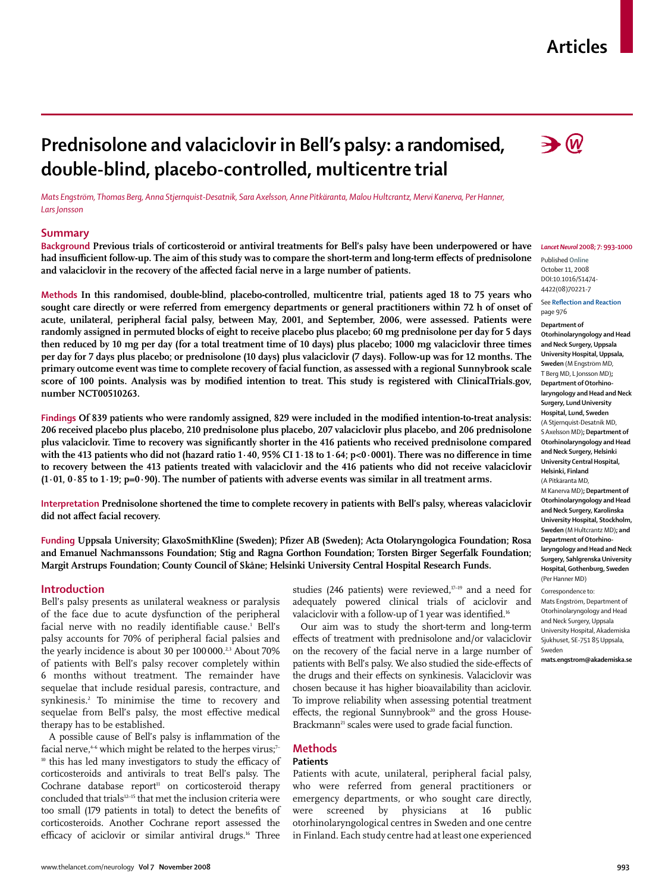# Prednisolone and valaciclovir in Bell's palsy: a randomised, double-blind, placebo-controlled, multicentre trial

*Mats Engström, Thomas Berg, Anna Stjernquist-Desatnik, Sara Axelsson, Anne Pitkäranta, Malou Hultcrantz, Mervi Kanerva, Per Hanner, Lars Jonsson*

## Summary

**Background** **Previous trials of corticosteroid or antiviral treatments for Bell's palsy have been underpowered or have had insufficient follow-up. The aim of this study was to compare the short-term and long-term effects of prednisolone and valaciclovir in the recovery of the affected facial nerve in a large number of patients.**

**Methods** **In this randomised, double-blind, placebo-controlled, multicentre trial, patients aged 18 to 75 years who sought care directly or were referred from emergency departments or general practitioners within 72 h of onset of acute, unilateral, peripheral facial palsy, between May, 2001, and September, 2006, were assessed. Patients were randomly assigned in permuted blocks of eight to receive placebo plus placebo; 60 mg prednisolone per day for 5 days then reduced by 10 mg per day (for a total treatment time of 10 days) plus placebo; 1000 mg valaciclovir three times per day for 7 days plus placebo; or prednisolone (10 days) plus valaciclovir (7 days). Follow-up was for 12 months. The primary outcome event was time to complete recovery of facial function, as assessed with a regional Sunnybrook scale score of 100 points. Analysis was by modified intention to treat. This study is registered with ClinicalTrials.gov, number NCT00510263.**

**Findings** **Of 839 patients who were randomly assigned, 829 were included in the modified intention-to-treat analysis: 206 received placebo plus placebo, 210 prednisolone plus placebo, 207 valaciclovir plus placebo, and 206 prednisolone plus valaciclovir. Time to recovery was significantly shorter in the 416 patients who received prednisolone compared with the 413 patients who did not (hazard ratio 1·40, 95% CI 1·18 to 1·64; p<0·0001). There was no difference in time to recovery between the 413 patients treated with valaciclovir and the 416 patients who did not receive valaciclovir (1·01, 0·85 to 1·19; p=0·90). The number of patients with adverse events was similar in all treatment arms.**

**Interpretation** **Prednisolone shortened the time to complete recovery in patients with Bell's palsy, whereas valaciclovir did not affect facial recovery.**

**Funding** **Uppsala University; GlaxoSmithKline (Sweden); Pfizer AB (Sweden); Acta Otolaryngologica Foundation; Rosa and Emanuel Nachmanssons Foundation; Stig and Ragna Gorthon Foundation; Torsten Birger Segerfalk Foundation; Margit Arstrups Foundation; County Council of Skåne; Helsinki University Central Hospital Research Funds.**

*Lancet Neurol* 2008; 7: 993–1000

Published Online October 11, 2008 DOI:10.1016/S1474-4422(08)70221-7

See **Reflection and Reaction** page 976

**Department of Otorhinolaryngology and Head and Neck Surgery, Uppsala University Hospital, Uppsala, Sweden** (M Engström MD, T Berg MD, L Jonsson MD); **Department of Otorhinolaryngology and Head and Neck Surgery, Lund University Hospital, Lund, Sweden** (A Stjernquist-Desatnik MD, S Axelsson MD); **Department of Otorhinolaryngology and Head and Neck Surgery, Helsinki University Central Hospital, Helsinki, Finland** (A Pitkäranta MD, M Kanerva MD); **Department of Otorhinolaryngology and Head and Neck Surgery, Karolinska University Hospital, Stockholm, Sweden** (M Hultcrantz MD); and **Department of Otorhinolaryngology and Head and Neck Surgery, Sahlgrenska University Hospital, Gothenburg, Sweden** (Per Hanner MD)

Correspondence to: Mats Engström, Department of Otorhinolaryngology and Head and Neck Surgery, Uppsala University Hospital, Akademiska Sjukhuset, SE-751 85 Uppsala, Sweden **mats.engstrom@akademiska.se**

## Introduction

Bell's palsy presents as unilateral weakness or paralysis of the face due to acute dysfunction of the peripheral facial nerve with no readily identifiable cause.[1] Bell's palsy accounts for 70% of peripheral facial palsies and the yearly incidence is about 30 per 100 000.[2,3] About 70% of patients with Bell's palsy recover completely within 6 months without treatment. The remainder have sequelae that include residual paresis, contracture, and synkinesis.[2] To minimise the time to recovery and sequelae from Bell's palsy, the most effective medical therapy has to be established.

A possible cause of Bell's palsy is inflammation of the facial nerve,[4–6] which might be related to the herpes virus;[7–10] this has led many investigators to study the efficacy of corticosteroids and antivirals to treat Bell's palsy. The Cochrane database report[11] on corticosteroid therapy concluded that trials[12–15] that met the inclusion criteria were too small (179 patients in total) to detect the benefits of corticosteroids. Another Cochrane report assessed the efficacy of aciclovir or similar antiviral drugs.[16] Three studies (246 patients) were reviewed,[17–19] and a need for adequately powered clinical trials of aciclovir and valaciclovir with a follow-up of 1 year was identified.[16]

Our aim was to study the short-term and long-term effects of treatment with prednisolone and/or valaciclovir on the recovery of the facial nerve in a large number of patients with Bell's palsy. We also studied the side-effects of the drugs and their effects on synkinesis. Valaciclovir was chosen because it has higher bioavailability than aciclovir. To improve reliability when assessing potential treatment effects, the regional Sunnybrook[20] and the gross House-Brackmann[21] scales were used to grade facial function.

## Methods

### Patients

Patients with acute, unilateral, peripheral facial palsy, who were referred from general practitioners or emergency departments, or who sought care directly, were screened by physicians at 16 public otorhinolaryngological centres in Sweden and one centre in Finland. Each study centre had at least one experienced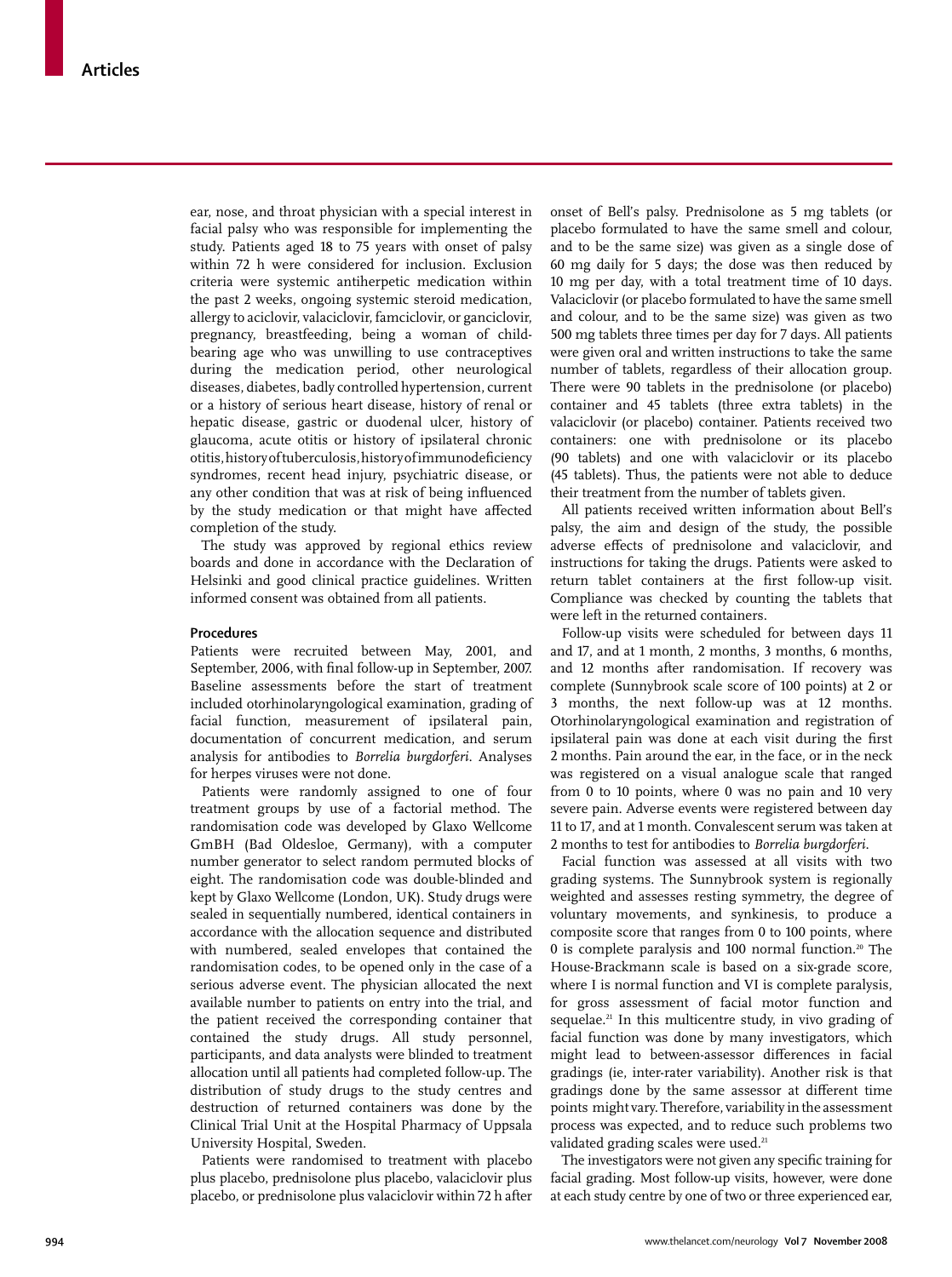ear, nose, and throat physician with a special interest in facial palsy who was responsible for implementing the study. Patients aged 18 to 75 years with onset of palsy within 72 h were considered for inclusion. Exclusion criteria were systemic antiherpetic medication within the past 2 weeks, ongoing systemic steroid medication, allergy to aciclovir, valaciclovir, famciclovir, or ganciclovir, pregnancy, breastfeeding, being a woman of child-bearing age who was unwilling to use contraceptives during the medication period, other neurological diseases, diabetes, badly controlled hypertension, current or a history of serious heart disease, history of renal or hepatic disease, gastric or duodenal ulcer, history of glaucoma, acute otitis or history of ipsilateral chronic otitis, history of tuberculosis, history of immunodeficiency syndromes, recent head injury, psychiatric disease, or any other condition that was at risk of being influenced by the study medication or that might have affected completion of the study.

The study was approved by regional ethics review boards and done in accordance with the Declaration of Helsinki and good clinical practice guidelines. Written informed consent was obtained from all patients.

### Procedures

Patients were recruited between May, 2001, and September, 2006, with final follow-up in September, 2007. Baseline assessments before the start of treatment included otorhinolaryngological examination, grading of facial function, measurement of ipsilateral pain, documentation of concurrent medication, and serum analysis for antibodies to *Borrelia burgdorferi*. Analyses for herpes viruses were not done.

Patients were randomly assigned to one of four treatment groups by use of a factorial method. The randomisation code was developed by Glaxo Wellcome GmBH (Bad Oldesloe, Germany), with a computer number generator to select random permuted blocks of eight. The randomisation code was double-blinded and kept by Glaxo Wellcome (London, UK). Study drugs were sealed in sequentially numbered, identical containers in accordance with the allocation sequence and distributed with numbered, sealed envelopes that contained the randomisation codes, to be opened only in the case of a serious adverse event. The physician allocated the next available number to patients on entry into the trial, and the patient received the corresponding container that contained the study drugs. All study personnel, participants, and data analysts were blinded to treatment allocation until all patients had completed follow-up. The distribution of study drugs to the study centres and destruction of returned containers was done by the Clinical Trial Unit at the Hospital Pharmacy of Uppsala University Hospital, Sweden.

Patients were randomised to treatment with placebo plus placebo, prednisolone plus placebo, valaciclovir plus placebo, or prednisolone plus valaciclovir within 72 h after onset of Bell's palsy. Prednisolone as 5 mg tablets (or placebo formulated to have the same smell and colour, and to be the same size) was given as a single dose of 60 mg daily for 5 days; the dose was then reduced by 10 mg per day, with a total treatment time of 10 days. Valaciclovir (or placebo formulated to have the same smell and colour, and to be the same size) was given as two 500 mg tablets three times per day for 7 days. All patients were given oral and written instructions to take the same number of tablets, regardless of their allocation group. There were 90 tablets in the prednisolone (or placebo) container and 45 tablets (three extra tablets) in the valaciclovir (or placebo) container. Patients received two containers: one with prednisolone or its placebo (90 tablets) and one with valaciclovir or its placebo (45 tablets). Thus, the patients were not able to deduce their treatment from the number of tablets given.

All patients received written information about Bell's palsy, the aim and design of the study, the possible adverse effects of prednisolone and valaciclovir, and instructions for taking the drugs. Patients were asked to return tablet containers at the first follow-up visit. Compliance was checked by counting the tablets that were left in the returned containers.

Follow-up visits were scheduled for between days 11 and 17, and at 1 month, 2 months, 3 months, 6 months, and 12 months after randomisation. If recovery was complete (Sunnybrook scale score of 100 points) at 2 or 3 months, the next follow-up was at 12 months. Otorhinolaryngological examination and registration of ipsilateral pain was done at each visit during the first 2 months. Pain around the ear, in the face, or in the neck was registered on a visual analogue scale that ranged from 0 to 10 points, where 0 was no pain and 10 very severe pain. Adverse events were registered between day 11 to 17, and at 1 month. Convalescent serum was taken at 2 months to test for antibodies to *Borrelia burgdorferi*.

Facial function was assessed at all visits with two grading systems. The Sunnybrook system is regionally weighted and assesses resting symmetry, the degree of voluntary movements, and synkinesis, to produce a composite score that ranges from 0 to 100 points, where 0 is complete paralysis and 100 normal function.[20] The House-Brackmann scale is based on a six-grade score, where I is normal function and VI is complete paralysis, for gross assessment of facial motor function and sequelae.[21] In this multicentre study, in vivo grading of facial function was done by many investigators, which might lead to between-assessor differences in facial gradings (ie, inter-rater variability). Another risk is that gradings done by the same assessor at different time points might vary. Therefore, variability in the assessment process was expected, and to reduce such problems two validated grading scales were used.[21]

The investigators were not given any specific training for facial grading. Most follow-up visits, however, were done at each study centre by one of two or three experienced ear,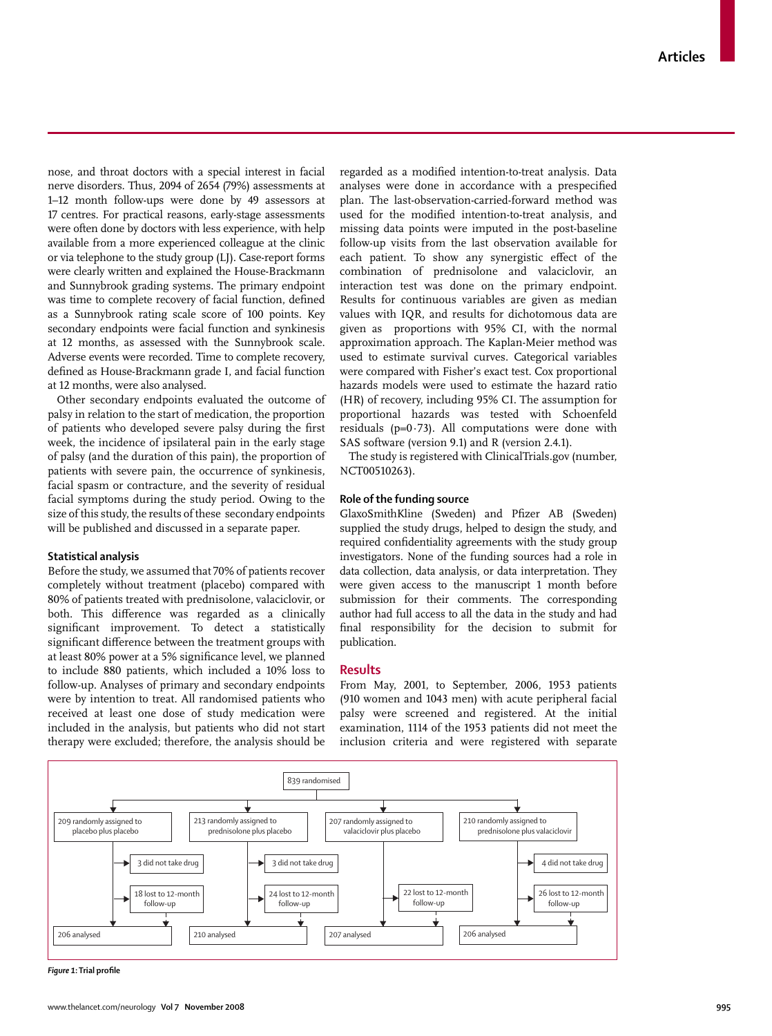nose, and throat doctors with a special interest in facial nerve disorders. Thus, 2094 of 2654 (79%) assessments at 1–12 month follow-ups were done by 49 assessors at 17 centres. For practical reasons, early-stage assessments were often done by doctors with less experience, with help available from a more experienced colleague at the clinic or via telephone to the study group (LJ). Case-report forms were clearly written and explained the House-Brackmann and Sunnybrook grading systems. The primary endpoint was time to complete recovery of facial function, defined as a Sunnybrook rating scale score of 100 points. Key secondary endpoints were facial function and synkinesis at 12 months, as assessed with the Sunnybrook scale. Adverse events were recorded. Time to complete recovery, defined as House-Brackmann grade I, and facial function at 12 months, were also analysed.

Other secondary endpoints evaluated the outcome of palsy in relation to the start of medication, the proportion of patients who developed severe palsy during the first week, the incidence of ipsilateral pain in the early stage of palsy (and the duration of this pain), the proportion of patients with severe pain, the occurrence of synkinesis, facial spasm or contracture, and the severity of residual facial symptoms during the study period. Owing to the size of this study, the results of these secondary endpoints will be published and discussed in a separate paper.

### Statistical analysis

Before the study, we assumed that 70% of patients recover completely without treatment (placebo) compared with 80% of patients treated with prednisolone, valaciclovir, or both. This difference was regarded as a clinically significant improvement. To detect a statistically significant difference between the treatment groups with at least 80% power at a 5% significance level, we planned to include 880 patients, which included a 10% loss to follow-up. Analyses of primary and secondary endpoints were by intention to treat. All randomised patients who received at least one dose of study medication were included in the analysis, but patients who did not start therapy were excluded; therefore, the analysis should be regarded as a modified intention-to-treat analysis. Data analyses were done in accordance with a prespecified plan. The last-observation-carried-forward method was used for the modified intention-to-treat analysis, and missing data points were imputed in the post-baseline follow-up visits from the last observation available for each patient. To show any synergistic effect of the combination of prednisolone and valaciclovir, an interaction test was done on the primary endpoint. Results for continuous variables are given as median values with IQR, and results for dichotomous data are given as proportions with 95% CI, with the normal approximation approach. The Kaplan-Meier method was used to estimate survival curves. Categorical variables were compared with Fisher's exact test. Cox proportional hazards models were used to estimate the hazard ratio (HR) of recovery, including 95% CI. The assumption for proportional hazards was tested with Schoenfeld residuals ($p=0·73$). All computations were done with SAS software (version 9.1) and R (version 2.4.1).

The study is registered with ClinicalTrials.gov (number, NCT00510263).

### Role of the funding source

GlaxoSmithKline (Sweden) and Pfizer AB (Sweden) supplied the study drugs, helped to design the study, and required confidentiality agreements with the study group investigators. None of the funding sources had a role in data collection, data analysis, or data interpretation. They were given access to the manuscript 1 month before submission for their comments. The corresponding author had full access to all the data in the study and had final responsibility for the decision to submit for publication.

## Results

From May, 2001, to September, 2006, 1953 patients (910 women and 1043 men) with acute peripheral facial palsy were screened and registered. At the initial examination, 1114 of the 1953 patients did not meet the inclusion criteria and were registered with separate

839 randomised

| 209 randomly assigned to placebo plus placebo | 213 randomly assigned to prednisolone plus placebo | 207 randomly assigned to valaciclovir plus placebo | 210 randomly assigned to prednisolone plus valaciclovir |
|---|---|---|---|
| 3 did not take drug | 3 did not take drug | | 4 did not take drug |
| 18 lost to 12-month follow-up | 24 lost to 12-month follow-up | 22 lost to 12-month follow-up | 26 lost to 12-month follow-up |
| 206 analysed | 210 analysed | 207 analysed | 206 analysed |

*Figure 1*: Trial profile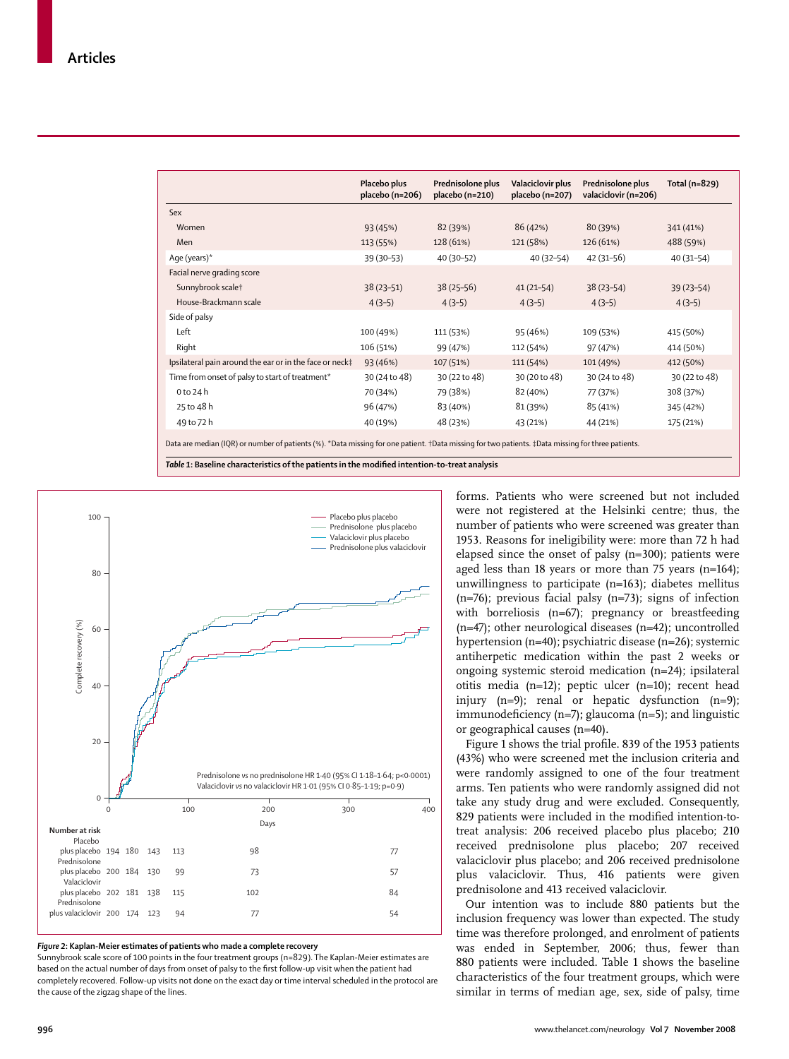| | Placebo plus placebo (n=206) | Prednisolone plus placebo (n=210) | Valaciclovir plus placebo (n=207) | Prednisolone plus valaciclovir (n=206) | Total (n=829) |
|---|---|---|---|---|---|
| Sex | | | | | |
| Women | 93 (45%) | 82 (39%) | 86 (42%) | 80 (39%) | 341 (41%) |
| Men | 113 (55%) | 128 (61%) | 121 (58%) | 126 (61%) | 488 (59%) |
| Age (years)* | 39 (30–53) | 40 (30–52) | 40 (32–54) | 42 (31–56) | 40 (31–54) |
| Facial nerve grading score | | | | | |
| Sunnybrook scale† | 38 (23–51) | 38 (25–56) | 41 (21–54) | 38 (23–54) | 39 (23–54) |
| House-Brackmann scale | 4 (3–5) | 4 (3–5) | 4 (3–5) | 4 (3–5) | 4 (3–5) |
| Side of palsy | | | | | |
| Left | 100 (49%) | 111 (53%) | 95 (46%) | 109 (53%) | 415 (50%) |
| Right | 106 (51%) | 99 (47%) | 112 (54%) | 97 (47%) | 414 (50%) |
| Ipsilateral pain around the ear or in the face or neck‡ | 93 (46%) | 107 (51%) | 111 (54%) | 101 (49%) | 412 (50%) |
| Time from onset of palsy to start of treatment* | 30 (24 to 48) | 30 (22 to 48) | 30 (20 to 48) | 30 (24 to 48) | 30 (22 to 48) |
| 0 to 24 h | 70 (34%) | 79 (38%) | 82 (40%) | 77 (37%) | 308 (37%) |
| 25 to 48 h | 96 (47%) | 83 (40%) | 81 (39%) | 85 (41%) | 345 (42%) |
| 49 to 72 h | 40 (19%) | 48 (23%) | 43 (21%) | 44 (21%) | 175 (21%) |

Data are median (IQR) or number of patients (%). *Data missing for one patient. †Data missing for two patients. ‡Data missing for three patients.

**Table 1: Baseline characteristics of the patients in the modified intention-to-treat analysis**

**Figure 2: Kaplan-Meier estimates of patients who made a complete recovery**
Sunnybrook scale score of 100 points in the four treatment groups (n=829). The Kaplan-Meier estimates are based on the actual number of days from onset of palsy to the first follow-up visit when the patient had completely recovered. Follow-up visits not done on the exact day or time interval scheduled in the protocol are the cause of the zigzag shape of the lines.

forms. Patients who were screened but not included were not registered at the Helsinki centre; thus, the number of patients who were screened was greater than 1953. Reasons for ineligibility were: more than 72 h had elapsed since the onset of palsy (n=300); patients were aged less than 18 years or more than 75 years (n=164); unwillingness to participate (n=163); diabetes mellitus (n=76); previous facial palsy (n=73); signs of infection with borreliosis (n=67); pregnancy or breastfeeding (n=47); other neurological diseases (n=42); uncontrolled hypertension (n=40); psychiatric disease (n=26); systemic antiherpetic medication within the past 2 weeks or ongoing systemic steroid medication (n=24); ipsilateral otitis media (n=12); peptic ulcer (n=10); recent head injury (n=9); renal or hepatic dysfunction (n=9); immunodeficiency (n=7); glaucoma (n=5); and linguistic or geographical causes (n=40).

Figure 1 shows the trial profile. 839 of the 1953 patients (43%) who were screened met the inclusion criteria and were randomly assigned to one of the four treatment arms. Ten patients who were randomly assigned did not take any study drug and were excluded. Consequently, 829 patients were included in the modified intention-to-treat analysis: 206 received placebo plus placebo; 210 received prednisolone plus placebo; 207 received valaciclovir plus placebo; and 206 received prednisolone plus valaciclovir. Thus, 416 patients were given prednisolone and 413 received valaciclovir.

Our intention was to include 880 patients but the inclusion frequency was lower than expected. The study time was therefore prolonged, and enrolment of patients was ended in September, 2006; thus, fewer than 880 patients were included. Table 1 shows the baseline characteristics of the four treatment groups, which were similar in terms of median age, sex, side of palsy, time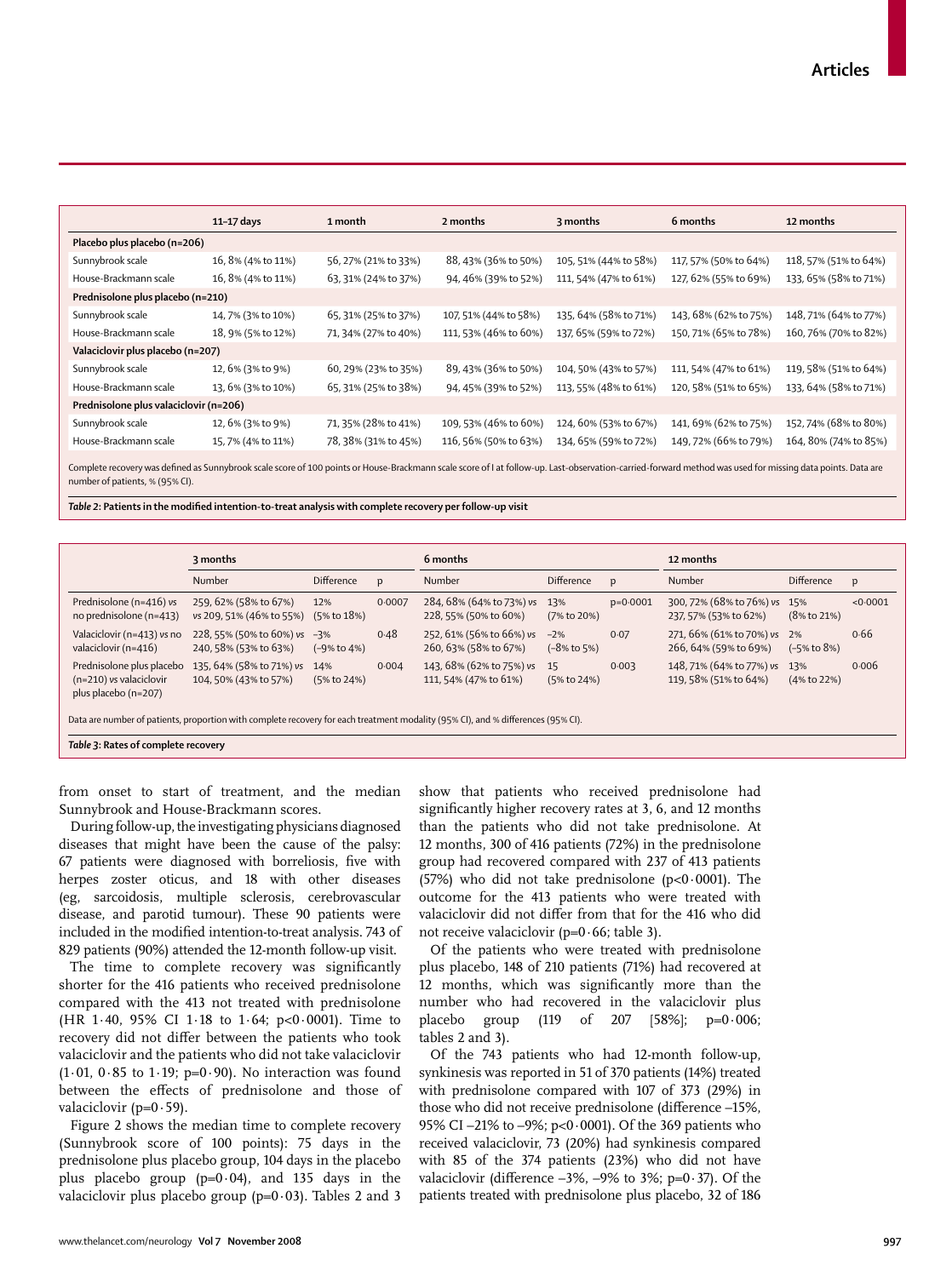|  | 11–17 days | 1 month | 2 months | 3 months | 6 months | 12 months |
|---|---|---|---|---|---|---|
| **Placebo plus placebo (n=206)** | | | | | | |
| Sunnybrook scale | 16, 8% (4% to 11%) | 56, 27% (21% to 33%) | 88, 43% (36% to 50%) | 105, 51% (44% to 58%) | 117, 57% (50% to 64%) | 118, 57% (51% to 64%) |
| House-Brackmann scale | 16, 8% (4% to 11%) | 63, 31% (24% to 37%) | 94, 46% (39% to 52%) | 111, 54% (47% to 61%) | 127, 62% (55% to 69%) | 133, 65% (58% to 71%) |
| **Prednisolone plus placebo (n=210)** | | | | | | |
| Sunnybrook scale | 14, 7% (3% to 10%) | 65, 31% (25% to 37%) | 107, 51% (44% to 58%) | 135, 64% (58% to 71%) | 143, 68% (62% to 75%) | 148, 71% (64% to 77%) |
| House-Brackmann scale | 18, 9% (5% to 12%) | 71, 34% (27% to 40%) | 111, 53% (46% to 60%) | 137, 65% (59% to 72%) | 150, 71% (65% to 78%) | 160, 76% (70% to 82%) |
| **Valaciclovir plus placebo (n=207)** | | | | | | |
| Sunnybrook scale | 12, 6% (3% to 9%) | 60, 29% (23% to 35%) | 89, 43% (36% to 50%) | 104, 50% (43% to 57%) | 111, 54% (47% to 61%) | 119, 58% (51% to 64%) |
| House-Brackmann scale | 13, 6% (3% to 10%) | 65, 31% (25% to 38%) | 94, 45% (39% to 52%) | 113, 55% (48% to 61%) | 120, 58% (51% to 65%) | 133, 64% (58% to 71%) |
| **Prednisolone plus valaciclovir (n=206)** | | | | | | |
| Sunnybrook scale | 12, 6% (3% to 9%) | 71, 35% (28% to 41%) | 109, 53% (46% to 60%) | 124, 60% (53% to 67%) | 141, 69% (62% to 75%) | 152, 74% (68% to 80%) |
| House-Brackmann scale | 15, 7% (4% to 11%) | 78, 38% (31% to 45%) | 116, 56% (50% to 63%) | 134, 65% (59% to 72%) | 149, 72% (66% to 79%) | 164, 80% (74% to 85%) |

Complete recovery was defined as Sunnybrook scale score of 100 points or House-Brackmann scale score of I at follow-up. Last-observation-carried-forward method was used for missing data points. Data are number of patients, % (95% CI).

**Table 2: Patients in the modified intention-to-treat analysis with complete recovery per follow-up visit**

|  | 3 months | | | 6 months | | | 12 months | | |
|---|---|---|---|---|---|---|---|---|---|
|  | Number | Difference | p | Number | Difference | p | Number | Difference | p |
| Prednisolone (n=416) *vs* no prednisolone (n=413) | 259, 62% (58% to 67%) *vs* 209, 51% (46% to 55%) | 12% (5% to 18%) | 0·0007 | 284, 68% (64% to 73%) *vs* 228, 55% (50% to 60%) | 13% (7% to 20%) | p=0·0001 | 300, 72% (68% to 76%) *vs* 237, 57% (53% to 62%) | 15% (8% to 21%) | <0·0001 |
| Valaciclovir (n=413) *vs* no valaciclovir (n=416) | 228, 55% (50% to 60%) *vs* 240, 58% (53% to 63%) | –3% (–9% to 4%) | 0·48 | 252, 61% (56% to 66%) *vs* 260, 63% (58% to 67%) | –2% (–8% to 5%) | 0·07 | 271, 66% (61% to 70%) *vs* 266, 64% (59% to 69%) | 2% (–5% to 8%) | 0·66 |
| Prednisolone plus placebo (n=210) *vs* valaciclovir plus placebo (n=207) | 135, 64% (58% to 71%) *vs* 104, 50% (43% to 57%) | 14% (5% to 24%) | 0·004 | 143, 68% (62% to 75%) *vs* 111, 54% (47% to 61%) | 15 (5% to 24%) | 0·003 | 148, 71% (64% to 77%) *vs* 119, 58% (51% to 64%) | 13% (4% to 22%) | 0·006 |

Data are number of patients, proportion with complete recovery for each treatment modality (95% CI), and % differences (95% CI).

**Table 3: Rates of complete recovery**

from onset to start of treatment, and the median Sunnybrook and House-Brackmann scores.

During follow-up, the investigating physicians diagnosed diseases that might have been the cause of the palsy: 67 patients were diagnosed with borreliosis, five with herpes zoster oticus, and 18 with other diseases (eg, sarcoidosis, multiple sclerosis, cerebrovascular disease, and parotid tumour). These 90 patients were included in the modified intention-to-treat analysis. 743 of 829 patients (90%) attended the 12-month follow-up visit.

The time to complete recovery was significantly shorter for the 416 patients who received prednisolone compared with the 413 not treated with prednisolone (HR 1·40, 95% CI 1·18 to 1·64; p<0·0001). Time to recovery did not differ between the patients who took valaciclovir and the patients who did not take valaciclovir (1·01, 0·85 to 1·19; p=0·90). No interaction was found between the effects of prednisolone and those of valaciclovir (p=0·59).

Figure 2 shows the median time to complete recovery (Sunnybrook score of 100 points): 75 days in the prednisolone plus placebo group, 104 days in the placebo plus placebo group (p=0·04), and 135 days in the valaciclovir plus placebo group (p=0·03). Tables 2 and 3 show that patients who received prednisolone had significantly higher recovery rates at 3, 6, and 12 months than the patients who did not take prednisolone. At 12 months, 300 of 416 patients (72%) in the prednisolone group had recovered compared with 237 of 413 patients (57%) who did not take prednisolone (p<0·0001). The outcome for the 413 patients who were treated with valaciclovir did not differ from that for the 416 who did not receive valaciclovir (p=0·66; table 3).

Of the patients who were treated with prednisolone plus placebo, 148 of 210 patients (71%) had recovered at 12 months, which was significantly more than the number who had recovered in the valaciclovir plus placebo group (119 of 207 [58%]; p=0·006; tables 2 and 3).

Of the 743 patients who had 12-month follow-up, synkinesis was reported in 51 of 370 patients (14%) treated with prednisolone compared with 107 of 373 (29%) in those who did not receive prednisolone (difference –15%, 95% CI –21% to –9%; p<0·0001). Of the 369 patients who received valaciclovir, 73 (20%) had synkinesis compared with 85 of the 374 patients (23%) who did not have valaciclovir (difference –3%, –9% to 3%; p=0·37). Of the patients treated with prednisolone plus placebo, 32 of 186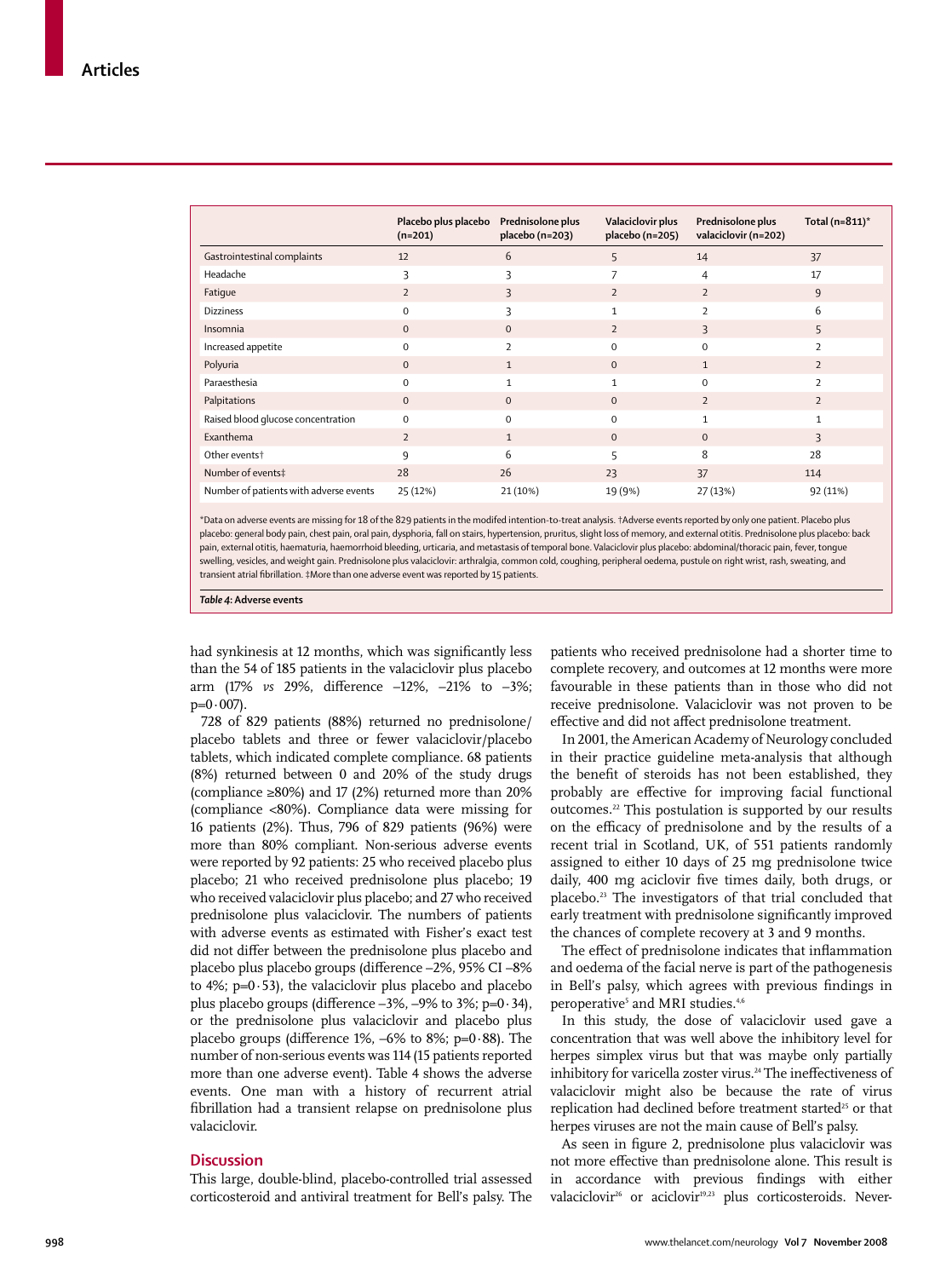|  | Placebo plus placebo (n=201) | Prednisolone plus placebo (n=203) | Valaciclovir plus placebo (n=205) | Prednisolone plus valaciclovir (n=202) | Total (n=811)* |
|---|---|---|---|---|---|
| Gastrointestinal complaints | 12 | 6 | 5 | 14 | 37 |
| Headache | 3 | 3 | 7 | 4 | 17 |
| Fatigue | 2 | 3 | 2 | 2 | 9 |
| Dizziness | 0 | 3 | 1 | 2 | 6 |
| Insomnia | 0 | 0 | 2 | 3 | 5 |
| Increased appetite | 0 | 2 | 0 | 0 | 2 |
| Polyuria | 0 | 1 | 0 | 1 | 2 |
| Paraesthesia | 0 | 1 | 1 | 0 | 2 |
| Palpitations | 0 | 0 | 0 | 2 | 2 |
| Raised blood glucose concentration | 0 | 0 | 0 | 1 | 1 |
| Exanthema | 2 | 1 | 0 | 0 | 3 |
| Other events† | 9 | 6 | 5 | 8 | 28 |
| Number of events‡ | 28 | 26 | 23 | 37 | 114 |
| Number of patients with adverse events | 25 (12%) | 21 (10%) | 19 (9%) | 27 (13%) | 92 (11%) |

*Data on adverse events are missing for 18 of the 829 patients in the modifed intention-to-treat analysis. †Adverse events reported by only one patient. Placebo plus placebo: general body pain, chest pain, oral pain, dysphoria, fall on stairs, hypertension, pruritus, slight loss of memory, and external otitis. Prednisolone plus placebo: back pain, external otitis, haematuria, haemorrhoid bleeding, urticaria, and metastasis of temporal bone. Valaciclovir plus placebo: abdominal/thoracic pain, fever, tongue swelling, vesicles, and weight gain. Prednisolone plus valaciclovir: arthralgia, common cold, coughing, peripheral oedema, pustule on right wrist, rash, sweating, and transient atrial fibrillation. ‡More than one adverse event was reported by 15 patients.

***Table 4*: Adverse events**

had synkinesis at 12 months, which was significantly less than the 54 of 185 patients in the valaciclovir plus placebo arm (17% *vs* 29%, difference –12%, –21% to –3%; p=0·007).

728 of 829 patients (88%) returned no prednisolone/placebo tablets and three or fewer valaciclovir/placebo tablets, which indicated complete compliance. 68 patients (8%) returned between 0 and 20% of the study drugs (compliance ≥80%) and 17 (2%) returned more than 20% (compliance <80%). Compliance data were missing for 16 patients (2%). Thus, 796 of 829 patients (96%) were more than 80% compliant. Non-serious adverse events were reported by 92 patients: 25 who received placebo plus placebo; 21 who received prednisolone plus placebo; 19 who received valaciclovir plus placebo; and 27 who received prednisolone plus valaciclovir. The numbers of patients with adverse events as estimated with Fisher's exact test did not differ between the prednisolone plus placebo and placebo plus placebo groups (difference –2%, 95% CI –8% to 4%; p=0·53), the valaciclovir plus placebo and placebo plus placebo groups (difference –3%, –9% to 3%; p=0·34), or the prednisolone plus valaciclovir and placebo plus placebo groups (difference 1%, –6% to 8%; p=0·88). The number of non-serious events was 114 (15 patients reported more than one adverse event). Table 4 shows the adverse events. One man with a history of recurrent atrial fibrillation had a transient relapse on prednisolone plus valaciclovir.

## Discussion

This large, double-blind, placebo-controlled trial assessed corticosteroid and antiviral treatment for Bell's palsy. The patients who received prednisolone had a shorter time to complete recovery, and outcomes at 12 months were more favourable in these patients than in those who did not receive prednisolone. Valaciclovir was not proven to be effective and did not affect prednisolone treatment.

In 2001, the American Academy of Neurology concluded in their practice guideline meta-analysis that although the benefit of steroids has not been established, they probably are effective for improving facial functional outcomes.[22] This postulation is supported by our results on the efficacy of prednisolone and by the results of a recent trial in Scotland, UK, of 551 patients randomly assigned to either 10 days of 25 mg prednisolone twice daily, 400 mg aciclovir five times daily, both drugs, or placebo.[23] The investigators of that trial concluded that early treatment with prednisolone significantly improved the chances of complete recovery at 3 and 9 months.

The effect of prednisolone indicates that inflammation and oedema of the facial nerve is part of the pathogenesis in Bell's palsy, which agrees with previous findings in peroperative[5] and MRI studies.[4,6]

In this study, the dose of valaciclovir used gave a concentration that was well above the inhibitory level for herpes simplex virus but that was maybe only partially inhibitory for varicella zoster virus.[24] The ineffectiveness of valaciclovir might also be because the rate of virus replication had declined before treatment started[25] or that herpes viruses are not the main cause of Bell's palsy.

As seen in figure 2, prednisolone plus valaciclovir was not more effective than prednisolone alone. This result is in accordance with previous findings with either valaciclovir[26] or aciclovir[19,23] plus corticosteroids. Never-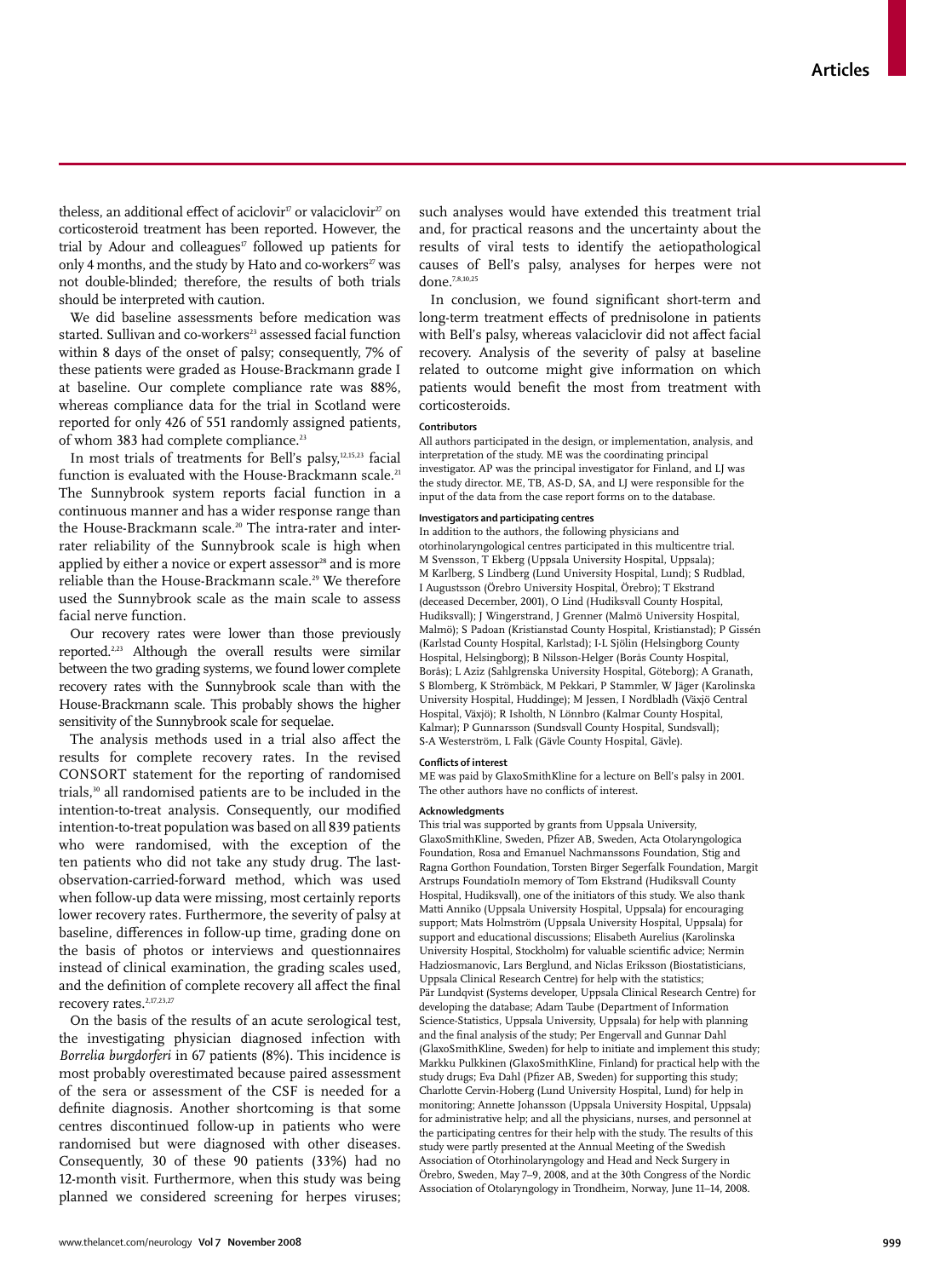theless, an additional effect of aciclovir[17] or valaciclovir[27] on corticosteroid treatment has been reported. However, the trial by Adour and colleagues[17] followed up patients for only 4 months, and the study by Hato and co-workers[27] was not double-blinded; therefore, the results of both trials should be interpreted with caution.

We did baseline assessments before medication was started. Sullivan and co-workers[23] assessed facial function within 8 days of the onset of palsy; consequently, 7% of these patients were graded as House-Brackmann grade I at baseline. Our complete compliance rate was 88%, whereas compliance data for the trial in Scotland were reported for only 426 of 551 randomly assigned patients, of whom 383 had complete compliance.[23]

In most trials of treatments for Bell's palsy,[12,15,23] facial function is evaluated with the House-Brackmann scale.[21] The Sunnybrook system reports facial function in a continuous manner and has a wider response range than the House-Brackmann scale.[20] The intra-rater and inter-rater reliability of the Sunnybrook scale is high when applied by either a novice or expert assessor[28] and is more reliable than the House-Brackmann scale.[29] We therefore used the Sunnybrook scale as the main scale to assess facial nerve function.

Our recovery rates were lower than those previously reported.[2,23] Although the overall results were similar between the two grading systems, we found lower complete recovery rates with the Sunnybrook scale than with the House-Brackmann scale. This probably shows the higher sensitivity of the Sunnybrook scale for sequelae.

The analysis methods used in a trial also affect the results for complete recovery rates. In the revised CONSORT statement for the reporting of randomised trials,[30] all randomised patients are to be included in the intention-to-treat analysis. Consequently, our modified intention-to-treat population was based on all 839 patients who were randomised, with the exception of the ten patients who did not take any study drug. The last-observation-carried-forward method, which was used when follow-up data were missing, most certainly reports lower recovery rates. Furthermore, the severity of palsy at baseline, differences in follow-up time, grading done on the basis of photos or interviews and questionnaires instead of clinical examination, the grading scales used, and the definition of complete recovery all affect the final recovery rates.[2,17,23,27]

On the basis of the results of an acute serological test, the investigating physician diagnosed infection with *Borrelia burgdorferi* in 67 patients (8%). This incidence is most probably overestimated because paired assessment of the sera or assessment of the CSF is needed for a definite diagnosis. Another shortcoming is that some centres discontinued follow-up in patients who were randomised but were diagnosed with other diseases. Consequently, 30 of these 90 patients (33%) had no 12-month visit. Furthermore, when this study was being planned we considered screening for herpes viruses; such analyses would have extended this treatment trial and, for practical reasons and the uncertainty about the results of viral tests to identify the aetiopathological causes of Bell's palsy, analyses for herpes were not done.[7,8,10,25]

In conclusion, we found significant short-term and long-term treatment effects of prednisolone in patients with Bell's palsy, whereas valaciclovir did not affect facial recovery. Analysis of the severity of palsy at baseline related to outcome might give information on which patients would benefit the most from treatment with corticosteroids.

#### Contributors

All authors participated in the design, or implementation, analysis, and interpretation of the study. ME was the coordinating principal investigator. AP was the principal investigator for Finland, and LJ was the study director. ME, TB, AS-D, SA, and LJ were responsible for the input of the data from the case report forms on to the database.

#### Investigators and participating centres

In addition to the authors, the following physicians and otorhinolaryngological centres participated in this multicentre trial. M Svensson, T Ekberg (Uppsala University Hospital, Uppsala); M Karlberg, S Lindberg (Lund University Hospital, Lund); S Rudblad, I Augustsson (Örebro University Hospital, Örebro); T Ekstrand (deceased December, 2001), O Lind (Hudiksvall County Hospital, Hudiksvall); J Wingerstrand, J Grenner (Malmö University Hospital, Malmö); S Padoan (Kristianstad County Hospital, Kristianstad); P Gissén (Karlstad County Hospital, Karlstad); I-L Sjölin (Helsingborg County Hospital, Helsingborg); B Nilsson-Helger (Borås County Hospital, Borås); L Aziz (Sahlgrenska University Hospital, Göteborg); A Granath, S Blomberg, K Strömbäck, M Pekkari, P Stammler, W Jäger (Karolinska University Hospital, Huddinge); M Jessen, I Nordbladh (Växjö Central Hospital, Växjö); R Isholth, N Lönnbro (Kalmar County Hospital, Kalmar); P Gunnarsson (Sundsvall County Hospital, Sundsvall); S-A Westerström, L Falk (Gävle County Hospital, Gävle).

#### Conflicts of interest

ME was paid by GlaxoSmithKline for a lecture on Bell's palsy in 2001. The other authors have no conflicts of interest.

#### Acknowledgments

This trial was supported by grants from Uppsala University, GlaxoSmithKline, Sweden, Pfizer AB, Sweden, Acta Otolaryngologica Foundation, Rosa and Emanuel Nachmanssons Foundation, Stig and Ragna Gorthon Foundation, Torsten Birger Segerfalk Foundation, Margit Arstrups FoundatioIn memory of Tom Ekstrand (Hudiksvall County Hospital, Hudiksvall), one of the initiators of this study. We also thank Matti Anniko (Uppsala University Hospital, Uppsala) for encouraging support; Mats Holmström (Uppsala University Hospital, Uppsala) for support and educational discussions; Elisabeth Aurelius (Karolinska University Hospital, Stockholm) for valuable scientific advice; Nermin Hadziosmanovic, Lars Berglund, and Niclas Eriksson (Biostatisticians, Uppsala Clinical Research Centre) for help with the statistics; Pär Lundqvist (Systems developer, Uppsala Clinical Research Centre) for developing the database; Adam Taube (Department of Information Science-Statistics, Uppsala University, Uppsala) for help with planning and the final analysis of the study; Per Engervall and Gunnar Dahl (GlaxoSmithKline, Sweden) for help to initiate and implement this study; Markku Pulkkinen (GlaxoSmithKline, Finland) for practical help with the study drugs; Eva Dahl (Pfizer AB, Sweden) for supporting this study; Charlotte Cervin-Hoberg (Lund University Hospital, Lund) for help in monitoring; Annette Johansson (Uppsala University Hospital, Uppsala) for administrative help; and all the physicians, nurses, and personnel at the participating centres for their help with the study. The results of this study were partly presented at the Annual Meeting of the Swedish Association of Otorhinolaryngology and Head and Neck Surgery in Örebro, Sweden, May 7–9, 2008, and at the 30th Congress of the Nordic Association of Otolaryngology in Trondheim, Norway, June 11–14, 2008.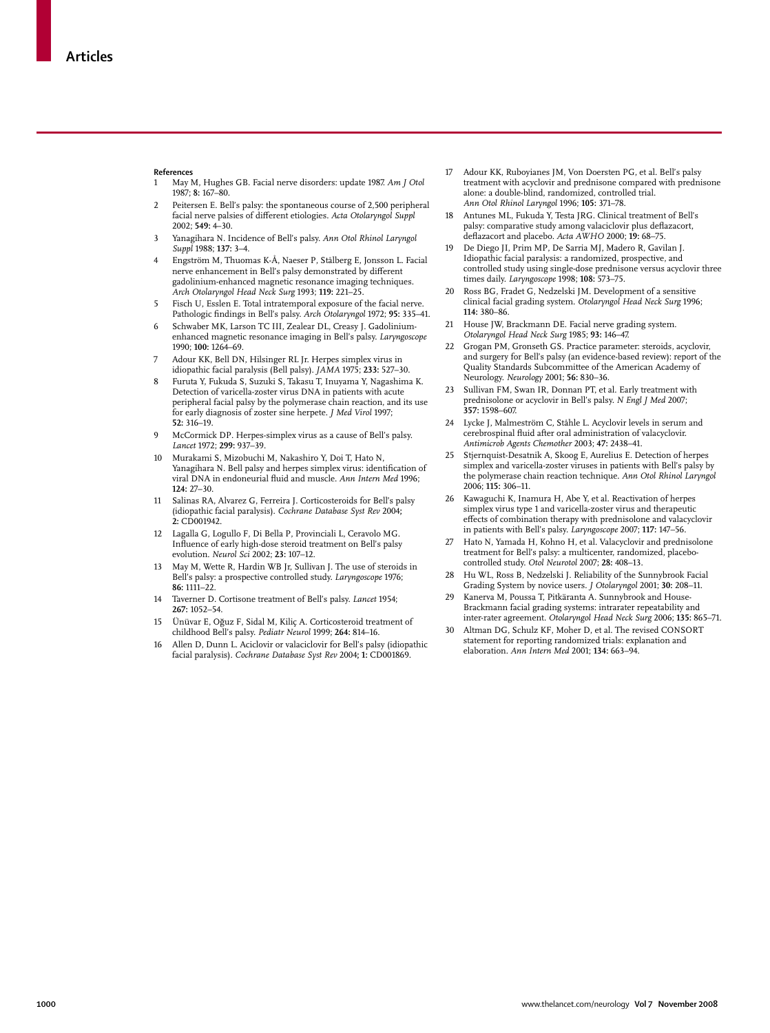## References

1. May M, Hughes GB. Facial nerve disorders: update 1987. *Am J Otol* 1987; **8:** 167–80.
2. Peitersen E. Bell's palsy: the spontaneous course of 2,500 peripheral facial nerve palsies of different etiologies. *Acta Otolaryngol Suppl* 2002; **549:** 4–30.
3. Yanagihara N. Incidence of Bell's palsy. *Ann Otol Rhinol Laryngol Suppl* 1988; **137:** 3–4.
4. Engström M, Thuomas K-Å, Naeser P, Stålberg E, Jonsson L. Facial nerve enhancement in Bell's palsy demonstrated by different gadolinium-enhanced magnetic resonance imaging techniques. *Arch Otolaryngol Head Neck Surg* 1993; **119:** 221–25.
5. Fisch U, Esslen E. Total intratemporal exposure of the facial nerve. Pathologic findings in Bell's palsy. *Arch Otolaryngol* 1972; **95:** 335–41.
6. Schwaber MK, Larson TC III, Zealear DL, Creasy J. Gadolinium-enhanced magnetic resonance imaging in Bell's palsy. *Laryngoscope* 1990; **100:** 1264–69.
7. Adour KK, Bell DN, Hilsinger RL Jr. Herpes simplex virus in idiopathic facial paralysis (Bell palsy). *JAMA* 1975; **233:** 527–30.
8. Furuta Y, Fukuda S, Suzuki S, Takasu T, Inuyama Y, Nagashima K. Detection of varicella-zoster virus DNA in patients with acute peripheral facial palsy by the polymerase chain reaction, and its use for early diagnosis of zoster sine herpete. *J Med Virol* 1997; **52:** 316–19.
9. McCormick DP. Herpes-simplex virus as a cause of Bell's palsy. *Lancet* 1972; **299:** 937–39.
10. Murakami S, Mizobuchi M, Nakashiro Y, Doi T, Hato N, Yanagihara N. Bell palsy and herpes simplex virus: identification of viral DNA in endoneurial fluid and muscle. *Ann Intern Med* 1996; **124:** 27–30.
11. Salinas RA, Alvarez G, Ferreira J. Corticosteroids for Bell's palsy (idiopathic facial paralysis). *Cochrane Database Syst Rev* 2004; **2:** CD001942.
12. Lagalla G, Logullo F, Di Bella P, Provinciali L, Ceravolo MG. Influence of early high-dose steroid treatment on Bell's palsy evolution. *Neurol Sci* 2002; **23:** 107–12.
13. May M, Wette R, Hardin WB Jr, Sullivan J. The use of steroids in Bell's palsy: a prospective controlled study. *Laryngoscope* 1976; **86:** 1111–22.
14. Taverner D. Cortisone treatment of Bell's palsy. *Lancet* 1954; **267:** 1052–54.
15. Ünüvar E, Oğuz F, Sidal M, Kiliç A. Corticosteroid treatment of childhood Bell's palsy. *Pediatr Neurol* 1999; **264:** 814–16.
16. Allen D, Dunn L. Aciclovir or valaciclovir for Bell's palsy (idiopathic facial paralysis). *Cochrane Database Syst Rev* 2004; **1:** CD001869.
17. Adour KK, Ruboyianes JM, Von Doersten PG, et al. Bell's palsy treatment with acyclovir and prednisone compared with prednisone alone: a double-blind, randomized, controlled trial. *Ann Otol Rhinol Laryngol* 1996; **105:** 371–78.
18. Antunes ML, Fukuda Y, Testa JRG. Clinical treatment of Bell's palsy: comparative study among valaciclovir plus deflazacort, deflazacort and placebo. *Acta AWHO* 2000; **19:** 68–75.
19. De Diego JI, Prim MP, De Sarria MJ, Madero R, Gavilan J. Idiopathic facial paralysis: a randomized, prospective, and controlled study using single-dose prednisone versus acyclovir three times daily. *Laryngoscope* 1998; **108:** 573–75.
20. Ross BG, Fradet G, Nedzelski JM. Development of a sensitive clinical facial grading system. *Otolaryngol Head Neck Surg* 1996; **114:** 380–86.
21. House JW, Brackmann DE. Facial nerve grading system. *Otolaryngol Head Neck Surg* 1985; **93:** 146–47.
22. Grogan PM, Gronseth GS. Practice parameter: steroids, acyclovir, and surgery for Bell's palsy (an evidence-based review): report of the Quality Standards Subcommittee of the American Academy of Neurology. *Neurology* 2001; **56:** 830–36.
23. Sullivan FM, Swan IR, Donnan PT, et al. Early treatment with prednisolone or acyclovir in Bell's palsy. *N Engl J Med* 2007; **357:** 1598–607.
24. Lycke J, Malmeström C, Ståhle L. Acyclovir levels in serum and cerebrospinal fluid after oral administration of valacyclovir. *Antimicrob Agents Chemother* 2003; **47:** 2438–41.
25. Stjernquist-Desatnik A, Skoog E, Aurelius E. Detection of herpes simplex and varicella-zoster viruses in patients with Bell's palsy by the polymerase chain reaction technique. *Ann Otol Rhinol Laryngol* 2006; **115:** 306–11.
26. Kawaguchi K, Inamura H, Abe Y, et al. Reactivation of herpes simplex virus type 1 and varicella-zoster virus and therapeutic effects of combination therapy with prednisolone and valacyclovir in patients with Bell's palsy. *Laryngoscope* 2007; **117:** 147–56.
27. Hato N, Yamada H, Kohno H, et al. Valacyclovir and prednisolone treatment for Bell's palsy: a multicenter, randomized, placebo-controlled study. *Otol Neurotol* 2007; **28:** 408–13.
28. Hu WL, Ross B, Nedzelski J. Reliability of the Sunnybrook Facial Grading System by novice users. *J Otolaryngol* 2001; **30:** 208–11.
29. Kanerva M, Poussa T, Pitkäranta A. Sunnybrook and House-Brackmann facial grading systems: intrarater repeatability and inter-rater agreement. *Otolaryngol Head Neck Surg* 2006; **135:** 865–71.
30. Altman DG, Schulz KF, Moher D, et al. The revised CONSORT statement for reporting randomized trials: explanation and elaboration. *Ann Intern Med* 2001; **134:** 663–94.